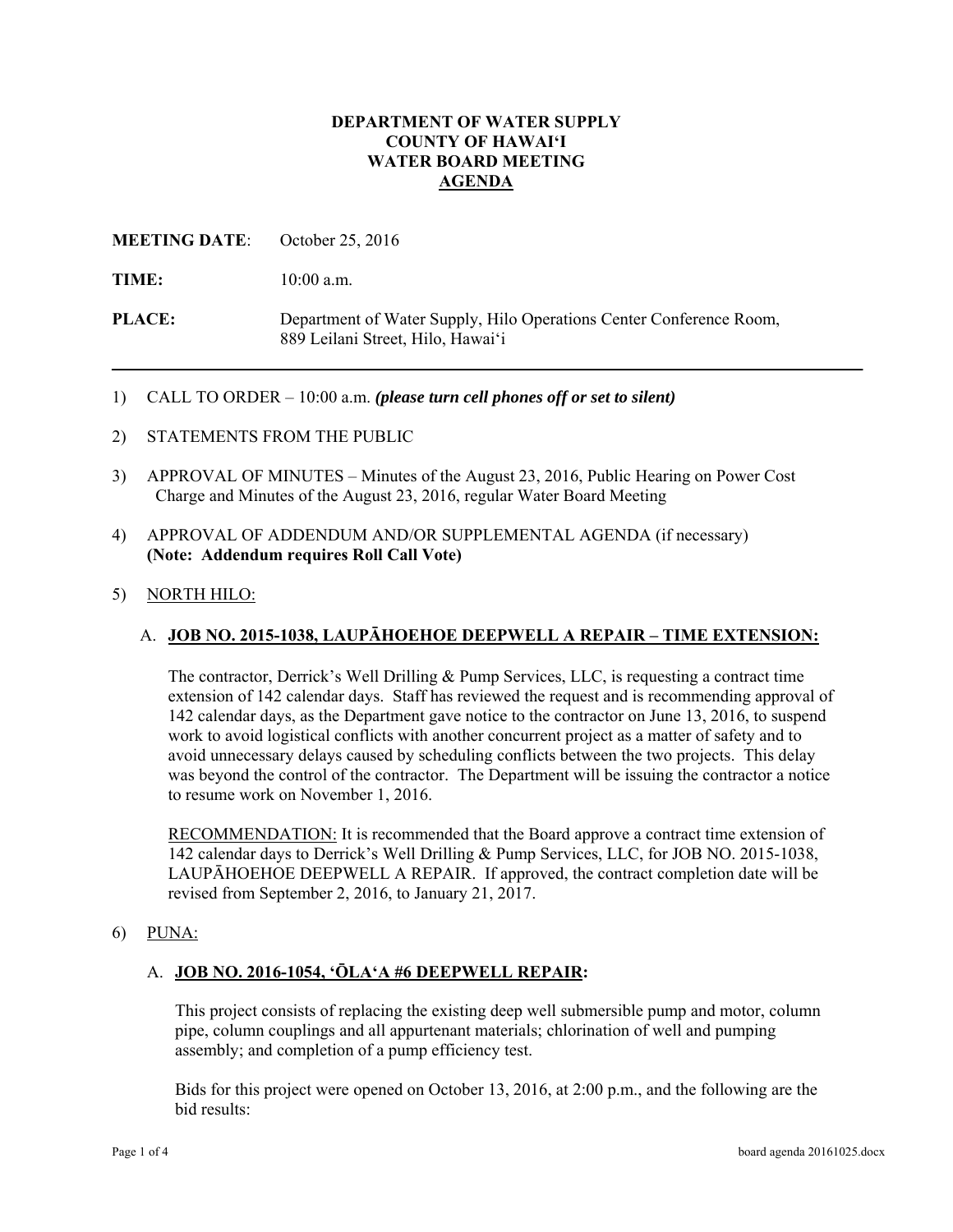**DEPARTMENT OF WATER SUPPLY**
**COUNTY OF HAWAIʻI**
**WATER BOARD MEETING**
**AGENDA**

**MEETING DATE**: October 25, 2016

**TIME:** 10:00 a.m.

**PLACE:** Department of Water Supply, Hilo Operations Center Conference Room, 889 Leilani Street, Hilo, Hawaiʻi

---

1) CALL TO ORDER – 10:00 a.m. ***(please turn cell phones off or set to silent)***

2) STATEMENTS FROM THE PUBLIC

3) APPROVAL OF MINUTES – Minutes of the August 23, 2016, Public Hearing on Power Cost Charge and Minutes of the August 23, 2016, regular Water Board Meeting

4) APPROVAL OF ADDENDUM AND/OR SUPPLEMENTAL AGENDA (if necessary) **(Note: Addendum requires Roll Call Vote)**

5) NORTH HILO:

   A. **JOB NO. 2015-1038, LAUPĀHOEHOE DEEPWELL A REPAIR – TIME EXTENSION:**

   The contractor, Derrick's Well Drilling & Pump Services, LLC, is requesting a contract time extension of 142 calendar days. Staff has reviewed the request and is recommending approval of 142 calendar days, as the Department gave notice to the contractor on June 13, 2016, to suspend work to avoid logistical conflicts with another concurrent project as a matter of safety and to avoid unnecessary delays caused by scheduling conflicts between the two projects. This delay was beyond the control of the contractor. The Department will be issuing the contractor a notice to resume work on November 1, 2016.

   RECOMMENDATION: It is recommended that the Board approve a contract time extension of 142 calendar days to Derrick's Well Drilling & Pump Services, LLC, for JOB NO. 2015-1038, LAUPĀHOEHOE DEEPWELL A REPAIR. If approved, the contract completion date will be revised from September 2, 2016, to January 21, 2017.

6) PUNA:

   A. **JOB NO. 2016-1054, ʻŌLAʻA #6 DEEPWELL REPAIR:**

   This project consists of replacing the existing deep well submersible pump and motor, column pipe, column couplings and all appurtenant materials; chlorination of well and pumping assembly; and completion of a pump efficiency test.

   Bids for this project were opened on October 13, 2016, at 2:00 p.m., and the following are the bid results: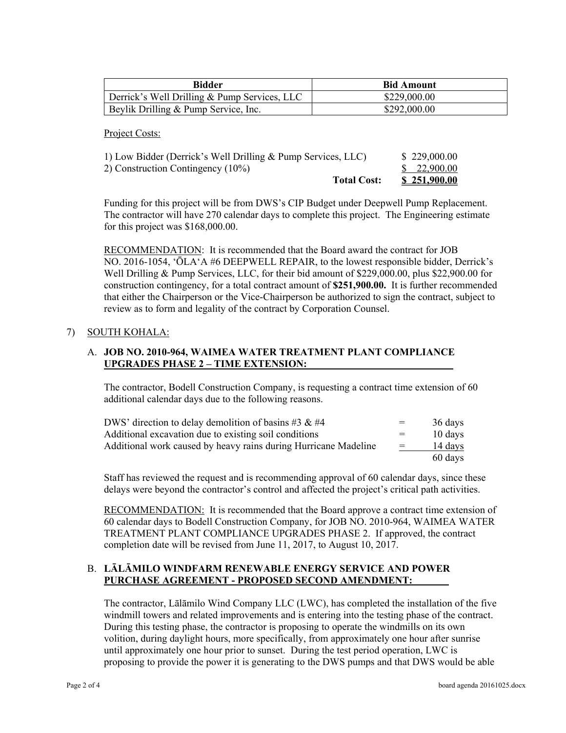| Bidder | Bid Amount |
|---|---|
| Derrick's Well Drilling & Pump Services, LLC | $229,000.00 |
| Beylik Drilling & Pump Service, Inc. | $292,000.00 |

Project Costs:

| | | |
|---|---|---|
| 1) Low Bidder (Derrick's Well Drilling & Pump Services, LLC) | | $ 229,000.00 |
| 2) Construction Contingency (10%) | | $ 22,900.00 |
| | **Total Cost:** | **$ 251,900.00** |

Funding for this project will be from DWS's CIP Budget under Deepwell Pump Replacement. The contractor will have 270 calendar days to complete this project. The Engineering estimate for this project was $168,000.00.

RECOMMENDATION: It is recommended that the Board award the contract for JOB NO. 2016-1054, ʻŌLAʻA #6 DEEPWELL REPAIR, to the lowest responsible bidder, Derrick's Well Drilling & Pump Services, LLC, for their bid amount of $229,000.00, plus $22,900.00 for construction contingency, for a total contract amount of **$251,900.00.** It is further recommended that either the Chairperson or the Vice-Chairperson be authorized to sign the contract, subject to review as to form and legality of the contract by Corporation Counsel.

7) SOUTH KOHALA:

A. **JOB NO. 2010-964, WAIMEA WATER TREATMENT PLANT COMPLIANCE UPGRADES PHASE 2 – TIME EXTENSION:**

The contractor, Bodell Construction Company, is requesting a contract time extension of 60 additional calendar days due to the following reasons.

| | | |
|---|---|---|
| DWS' direction to delay demolition of basins #3 & #4 | = | 36 days |
| Additional excavation due to existing soil conditions | = | 10 days |
| Additional work caused by heavy rains during Hurricane Madeline | = | 14 days |
| | | 60 days |

Staff has reviewed the request and is recommending approval of 60 calendar days, since these delays were beyond the contractor's control and affected the project's critical path activities.

RECOMMENDATION: It is recommended that the Board approve a contract time extension of 60 calendar days to Bodell Construction Company, for JOB NO. 2010-964, WAIMEA WATER TREATMENT PLANT COMPLIANCE UPGRADES PHASE 2. If approved, the contract completion date will be revised from June 11, 2017, to August 10, 2017.

B. **LĀLĀMILO WINDFARM RENEWABLE ENERGY SERVICE AND POWER PURCHASE AGREEMENT - PROPOSED SECOND AMENDMENT:**

The contractor, Lālāmilo Wind Company LLC (LWC), has completed the installation of the five windmill towers and related improvements and is entering into the testing phase of the contract. During this testing phase, the contractor is proposing to operate the windmills on its own volition, during daylight hours, more specifically, from approximately one hour after sunrise until approximately one hour prior to sunset. During the test period operation, LWC is proposing to provide the power it is generating to the DWS pumps and that DWS would be able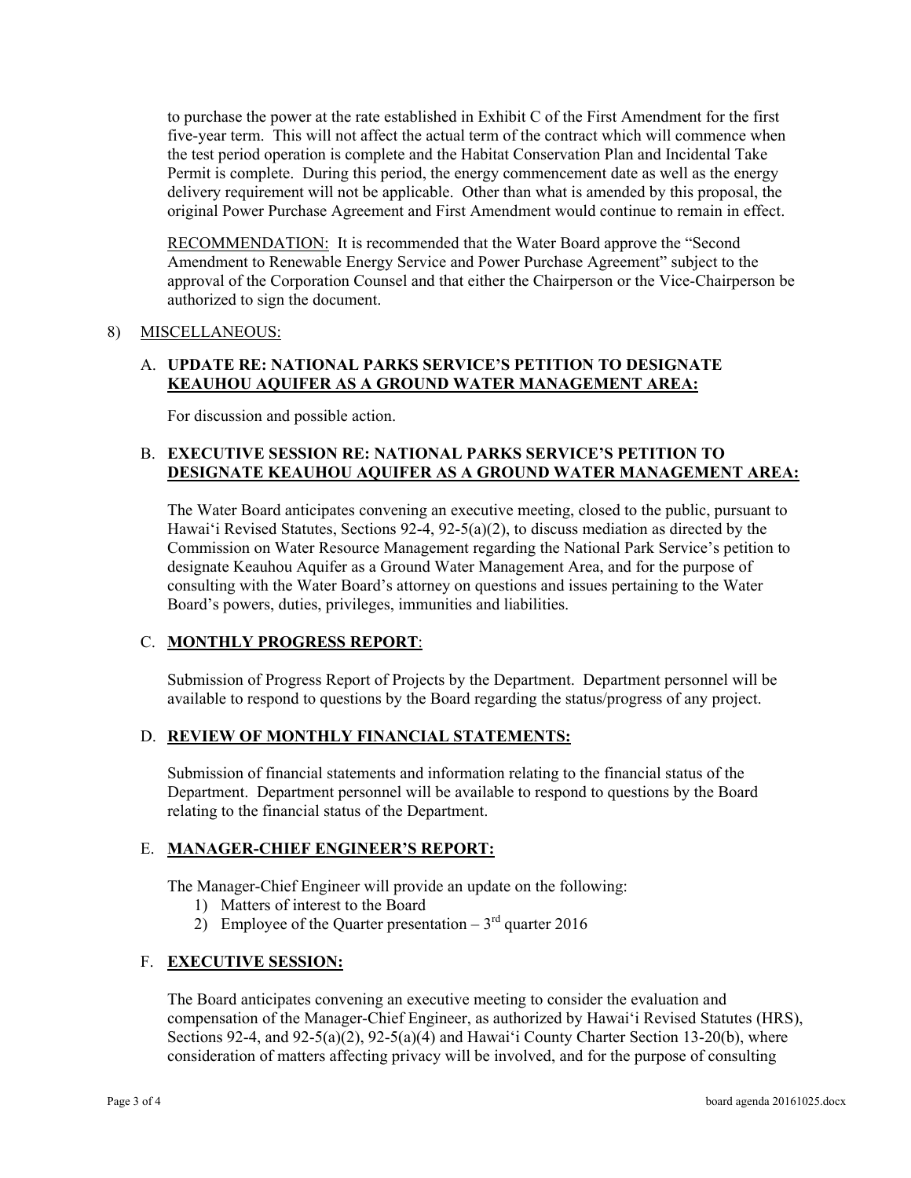to purchase the power at the rate established in Exhibit C of the First Amendment for the first five-year term. This will not affect the actual term of the contract which will commence when the test period operation is complete and the Habitat Conservation Plan and Incidental Take Permit is complete. During this period, the energy commencement date as well as the energy delivery requirement will not be applicable. Other than what is amended by this proposal, the original Power Purchase Agreement and First Amendment would continue to remain in effect.

<u>RECOMMENDATION:</u> It is recommended that the Water Board approve the "Second Amendment to Renewable Energy Service and Power Purchase Agreement" subject to the approval of the Corporation Counsel and that either the Chairperson or the Vice-Chairperson be authorized to sign the document.

8) <u>MISCELLANEOUS:</u>

A. **UPDATE RE: NATIONAL PARKS SERVICE'S PETITION TO DESIGNATE <u>KEAUHOU AQUIFER AS A GROUND WATER MANAGEMENT AREA:</u>**

For discussion and possible action.

B. **EXECUTIVE SESSION RE: NATIONAL PARKS SERVICE'S PETITION TO <u>DESIGNATE KEAUHOU AQUIFER AS A GROUND WATER MANAGEMENT AREA:</u>**

The Water Board anticipates convening an executive meeting, closed to the public, pursuant to Hawai'i Revised Statutes, Sections 92-4, 92-5(a)(2), to discuss mediation as directed by the Commission on Water Resource Management regarding the National Park Service's petition to designate Keauhou Aquifer as a Ground Water Management Area, and for the purpose of consulting with the Water Board's attorney on questions and issues pertaining to the Water Board's powers, duties, privileges, immunities and liabilities.

C. **<u>MONTHLY PROGRESS REPORT</u>**:

Submission of Progress Report of Projects by the Department. Department personnel will be available to respond to questions by the Board regarding the status/progress of any project.

D. **<u>REVIEW OF MONTHLY FINANCIAL STATEMENTS:</u>**

Submission of financial statements and information relating to the financial status of the Department. Department personnel will be available to respond to questions by the Board relating to the financial status of the Department.

E. **<u>MANAGER-CHIEF ENGINEER'S REPORT:</u>**

The Manager-Chief Engineer will provide an update on the following:

1) Matters of interest to the Board
2) Employee of the Quarter presentation – 3rd quarter 2016

F. **<u>EXECUTIVE SESSION:</u>**

The Board anticipates convening an executive meeting to consider the evaluation and compensation of the Manager-Chief Engineer, as authorized by Hawai'i Revised Statutes (HRS), Sections 92-4, and 92-5(a)(2), 92-5(a)(4) and Hawai'i County Charter Section 13-20(b), where consideration of matters affecting privacy will be involved, and for the purpose of consulting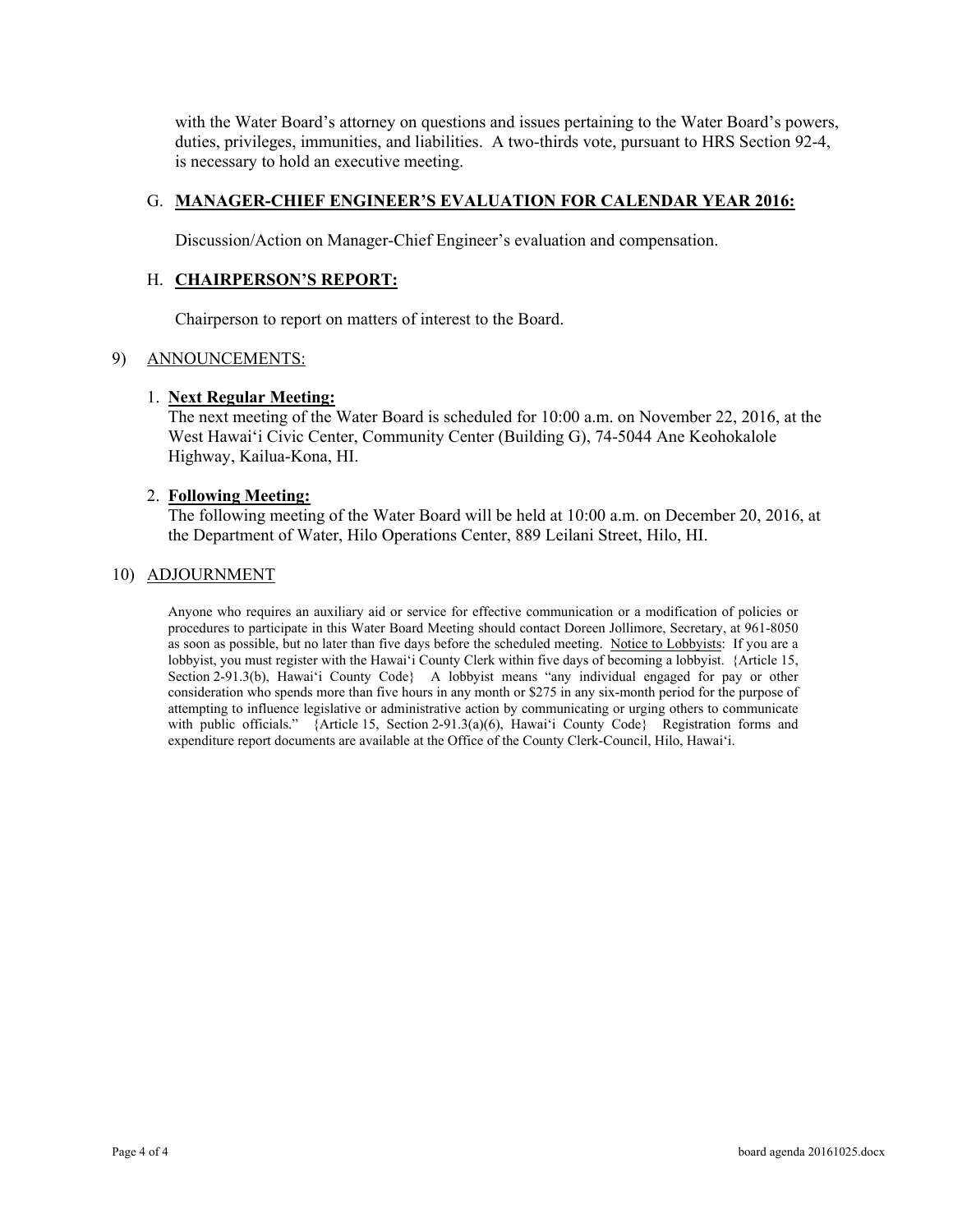with the Water Board's attorney on questions and issues pertaining to the Water Board's powers, duties, privileges, immunities, and liabilities. A two-thirds vote, pursuant to HRS Section 92-4, is necessary to hold an executive meeting.

G. **MANAGER-CHIEF ENGINEER'S EVALUATION FOR CALENDAR YEAR 2016:**

Discussion/Action on Manager-Chief Engineer's evaluation and compensation.

H. **CHAIRPERSON'S REPORT:**

Chairperson to report on matters of interest to the Board.

9) ANNOUNCEMENTS:

1. **Next Regular Meeting:**
The next meeting of the Water Board is scheduled for 10:00 a.m. on November 22, 2016, at the West Hawaiʻi Civic Center, Community Center (Building G), 74-5044 Ane Keohokalole Highway, Kailua-Kona, HI.

2. **Following Meeting:**
The following meeting of the Water Board will be held at 10:00 a.m. on December 20, 2016, at the Department of Water, Hilo Operations Center, 889 Leilani Street, Hilo, HI.

10) ADJOURNMENT

Anyone who requires an auxiliary aid or service for effective communication or a modification of policies or procedures to participate in this Water Board Meeting should contact Doreen Jollimore, Secretary, at 961-8050 as soon as possible, but no later than five days before the scheduled meeting. Notice to Lobbyists: If you are a lobbyist, you must register with the Hawaiʻi County Clerk within five days of becoming a lobbyist. {Article 15, Section 2-91.3(b), Hawaiʻi County Code} A lobbyist means "any individual engaged for pay or other consideration who spends more than five hours in any month or $275 in any six-month period for the purpose of attempting to influence legislative or administrative action by communicating or urging others to communicate with public officials." {Article 15, Section 2-91.3(a)(6), Hawaiʻi County Code} Registration forms and expenditure report documents are available at the Office of the County Clerk-Council, Hilo, Hawaiʻi.